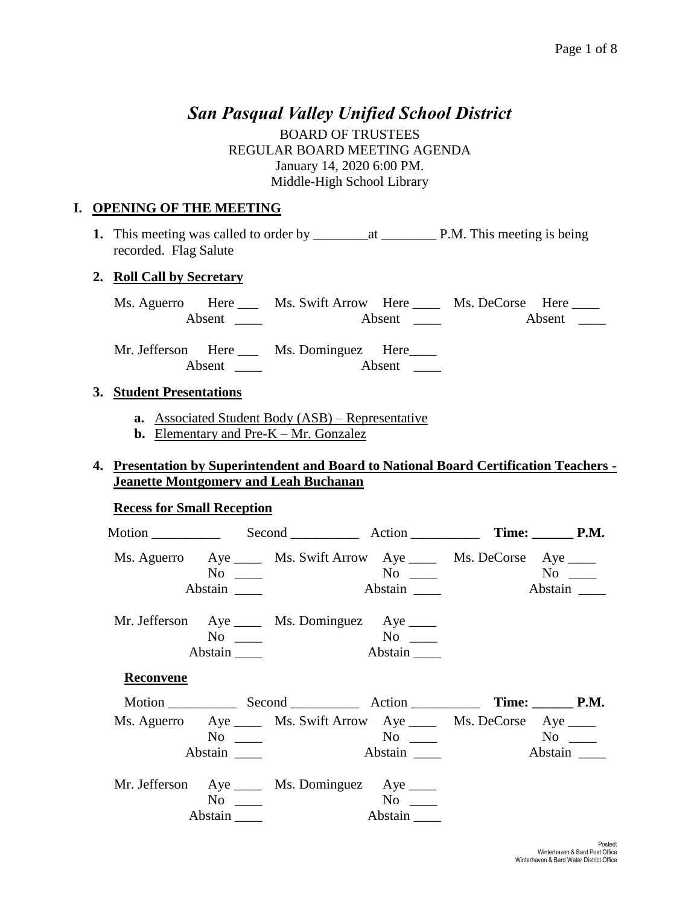# *San Pasqual Valley Unified School District*

BOARD OF TRUSTEES
REGULAR BOARD MEETING AGENDA
January 14, 2020 6:00 PM.
Middle-High School Library

## I. OPENING OF THE MEETING

**1.** This meeting was called to order by ________at ________ P.M. This meeting is being recorded. Flag Salute

**2. Roll Call by Secretary**

Ms. Aguerro Here ___ Absent ____ Ms. Swift Arrow Here ____ Absent ____ Ms. DeCorse Here ____ Absent ____

Mr. Jefferson Here ___ Absent ____ Ms. Dominguez Here____ Absent ____

**3. Student Presentations**

**a.** Associated Student Body (ASB) – Representative
**b.** Elementary and Pre-K – Mr. Gonzalez

**4. Presentation by Superintendent and Board to National Board Certification Teachers - Jeanette Montgomery and Leah Buchanan**

**Recess for Small Reception**

Motion __________ Second __________ Action __________ **Time: ______ P.M.**

Ms. Aguerro Aye ____ No ____ Abstain ____ Ms. Swift Arrow Aye ____ No ____ Abstain ____ Ms. DeCorse Aye ____ No ____ Abstain ____

Mr. Jefferson Aye ____ No ____ Abstain ____ Ms. Dominguez Aye ____ No ____ Abstain ____

**Reconvene**

Motion __________ Second __________ Action __________ **Time: ______ P.M.**

Ms. Aguerro Aye ____ No ____ Abstain ____ Ms. Swift Arrow Aye ____ No ____ Abstain ____ Ms. DeCorse Aye ____ No ____ Abstain ____

Mr. Jefferson Aye ____ No ____ Abstain ____ Ms. Dominguez Aye ____ No ____ Abstain ____

Posted:
Winterhaven & Bard Post Office
Winterhaven & Bard Water District Office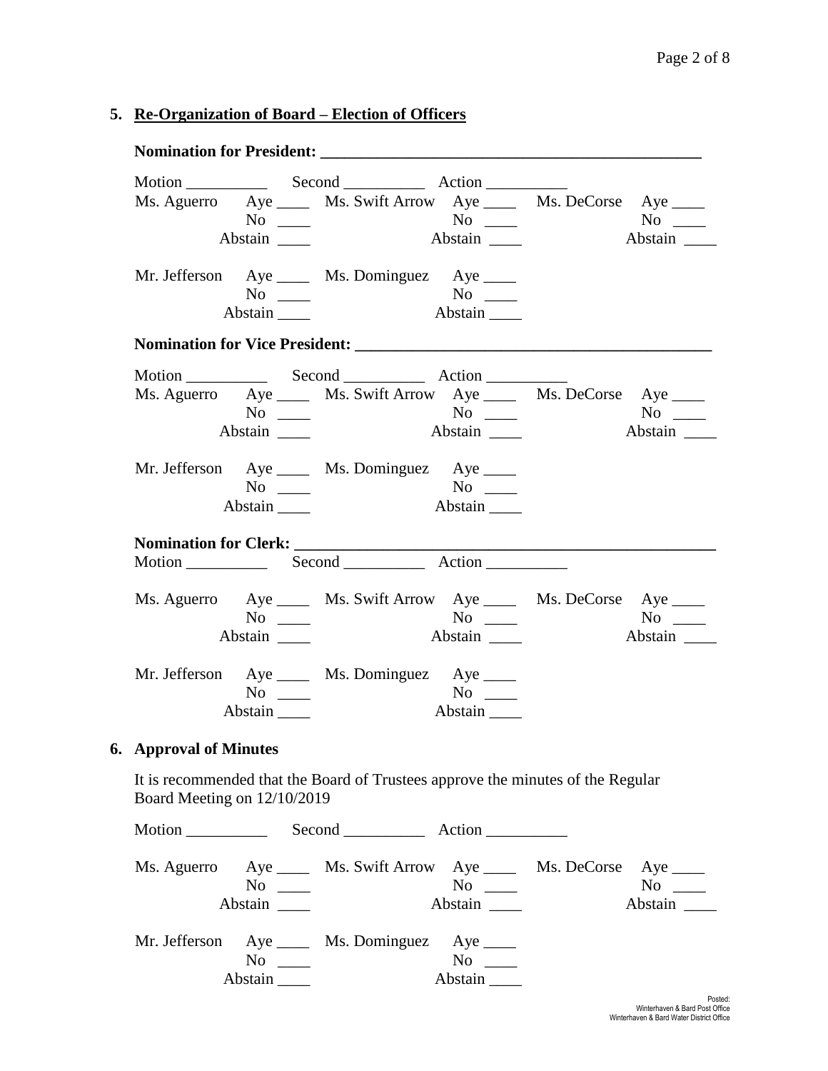## 5. Re-Organization of Board – Election of Officers

**Nomination for President: ______________________________________________**

Motion __________ Second __________ Action __________

| | | | | | |
|---|---|---|---|---|---|
| Ms. Aguerro | Aye ____ | Ms. Swift Arrow | Aye ____ | Ms. DeCorse | Aye ____ |
| | No ____ | | No ____ | | No ____ |
| | Abstain ____ | | Abstain ____ | | Abstain ____ |
| Mr. Jefferson | Aye ____ | Ms. Dominguez | Aye ____ | | |
| | No ____ | | No ____ | | |
| | Abstain ____ | | Abstain ____ | | |

**Nomination for Vice President: __________________________________________**

Motion __________ Second __________ Action __________

| | | | | | |
|---|---|---|---|---|---|
| Ms. Aguerro | Aye ____ | Ms. Swift Arrow | Aye ____ | Ms. DeCorse | Aye ____ |
| | No ____ | | No ____ | | No ____ |
| | Abstain ____ | | Abstain ____ | | Abstain ____ |
| Mr. Jefferson | Aye ____ | Ms. Dominguez | Aye ____ | | |
| | No ____ | | No ____ | | |
| | Abstain ____ | | Abstain ____ | | |

**Nomination for Clerk: ___________________________________________________**

Motion __________ Second __________ Action __________

| | | | | | |
|---|---|---|---|---|---|
| Ms. Aguerro | Aye ____ | Ms. Swift Arrow | Aye ____ | Ms. DeCorse | Aye ____ |
| | No ____ | | No ____ | | No ____ |
| | Abstain ____ | | Abstain ____ | | Abstain ____ |
| Mr. Jefferson | Aye ____ | Ms. Dominguez | Aye ____ | | |
| | No ____ | | No ____ | | |
| | Abstain ____ | | Abstain ____ | | |

## 6. Approval of Minutes

It is recommended that the Board of Trustees approve the minutes of the Regular Board Meeting on 12/10/2019

Motion __________ Second __________ Action __________

| | | | | | |
|---|---|---|---|---|---|
| Ms. Aguerro | Aye ____ | Ms. Swift Arrow | Aye ____ | Ms. DeCorse | Aye ____ |
| | No ____ | | No ____ | | No ____ |
| | Abstain ____ | | Abstain ____ | | Abstain ____ |
| Mr. Jefferson | Aye ____ | Ms. Dominguez | Aye ____ | | |
| | No ____ | | No ____ | | |
| | Abstain ____ | | Abstain ____ | | |

Posted:
Winterhaven & Bard Post Office
Winterhaven & Bard Water District Office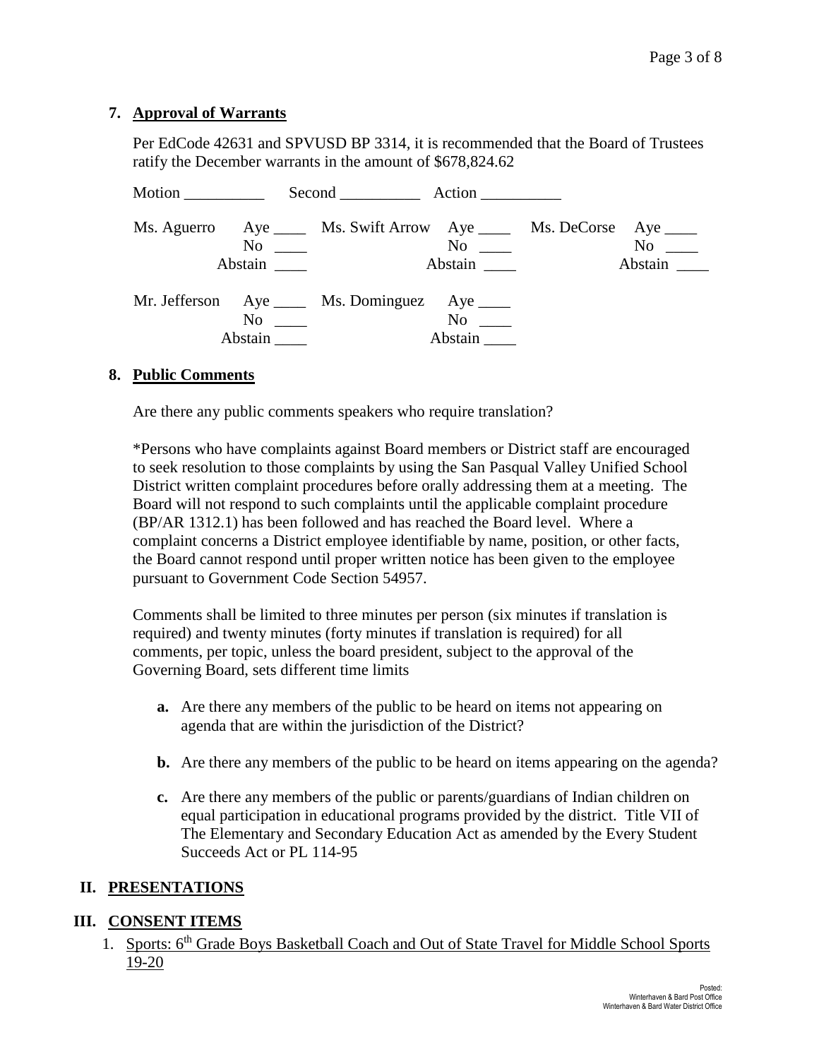**7. Approval of Warrants**

Per EdCode 42631 and SPVUSD BP 3314, it is recommended that the Board of Trustees ratify the December warrants in the amount of $678,824.62

Motion __________ Second __________ Action __________

| | | | | | |
|---|---|---|---|---|---|
| Ms. Aguerro | Aye ____<br>No ____<br>Abstain ____ | Ms. Swift Arrow | Aye ____<br>No ____<br>Abstain ____ | Ms. DeCorse | Aye ____<br>No ____<br>Abstain ____ |
| Mr. Jefferson | Aye ____<br>No ____<br>Abstain ____ | Ms. Dominguez | Aye ____<br>No ____<br>Abstain ____ | | |

**8. Public Comments**

Are there any public comments speakers who require translation?

*Persons who have complaints against Board members or District staff are encouraged to seek resolution to those complaints by using the San Pasqual Valley Unified School District written complaint procedures before orally addressing them at a meeting. The Board will not respond to such complaints until the applicable complaint procedure (BP/AR 1312.1) has been followed and has reached the Board level. Where a complaint concerns a District employee identifiable by name, position, or other facts, the Board cannot respond until proper written notice has been given to the employee pursuant to Government Code Section 54957.

Comments shall be limited to three minutes per person (six minutes if translation is required) and twenty minutes (forty minutes if translation is required) for all comments, per topic, unless the board president, subject to the approval of the Governing Board, sets different time limits

- **a.** Are there any members of the public to be heard on items not appearing on agenda that are within the jurisdiction of the District?
- **b.** Are there any members of the public to be heard on items appearing on the agenda?
- **c.** Are there any members of the public or parents/guardians of Indian children on equal participation in educational programs provided by the district. Title VII of The Elementary and Secondary Education Act as amended by the Every Student Succeeds Act or PL 114-95

## II. PRESENTATIONS

## III. CONSENT ITEMS

1. Sports: 6th Grade Boys Basketball Coach and Out of State Travel for Middle School Sports 19-20

Posted:
Winterhaven & Bard Post Office
Winterhaven & Bard Water District Office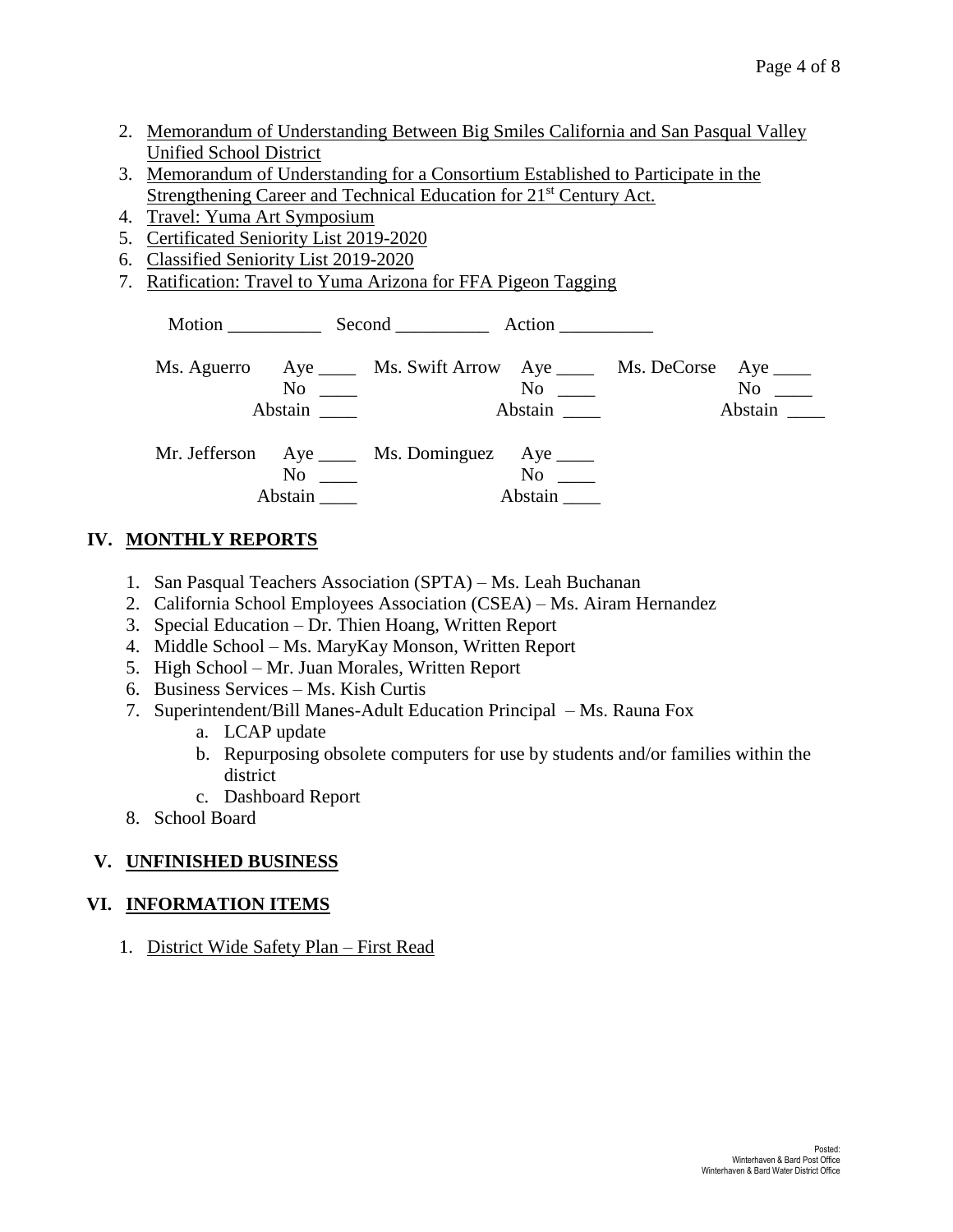2. Memorandum of Understanding Between Big Smiles California and San Pasqual Valley Unified School District
3. Memorandum of Understanding for a Consortium Established to Participate in the Strengthening Career and Technical Education for 21st Century Act.
4. Travel: Yuma Art Symposium
5. Certificated Seniority List 2019-2020
6. Classified Seniority List 2019-2020
7. Ratification: Travel to Yuma Arizona for FFA Pigeon Tagging

Motion __________ Second __________ Action __________

| | | | | | |
|---|---|---|---|---|---|
| Ms. Aguerro | Aye ____ | Ms. Swift Arrow | Aye ____ | Ms. DeCorse | Aye ____ |
| | No ____ | | No ____ | | No ____ |
| | Abstain ____ | | Abstain ____ | | Abstain ____ |
| Mr. Jefferson | Aye ____ | Ms. Dominguez | Aye ____ | | |
| | No ____ | | No ____ | | |
| | Abstain ____ | | Abstain ____ | | |

## IV. MONTHLY REPORTS

1. San Pasqual Teachers Association (SPTA) – Ms. Leah Buchanan
2. California School Employees Association (CSEA) – Ms. Airam Hernandez
3. Special Education – Dr. Thien Hoang, Written Report
4. Middle School – Ms. MaryKay Monson, Written Report
5. High School – Mr. Juan Morales, Written Report
6. Business Services – Ms. Kish Curtis
7. Superintendent/Bill Manes-Adult Education Principal – Ms. Rauna Fox
   a. LCAP update
   b. Repurposing obsolete computers for use by students and/or families within the district
   c. Dashboard Report
8. School Board

## V. UNFINISHED BUSINESS

## VI. INFORMATION ITEMS

1. District Wide Safety Plan – First Read

Posted:
Winterhaven & Bard Post Office
Winterhaven & Bard Water District Office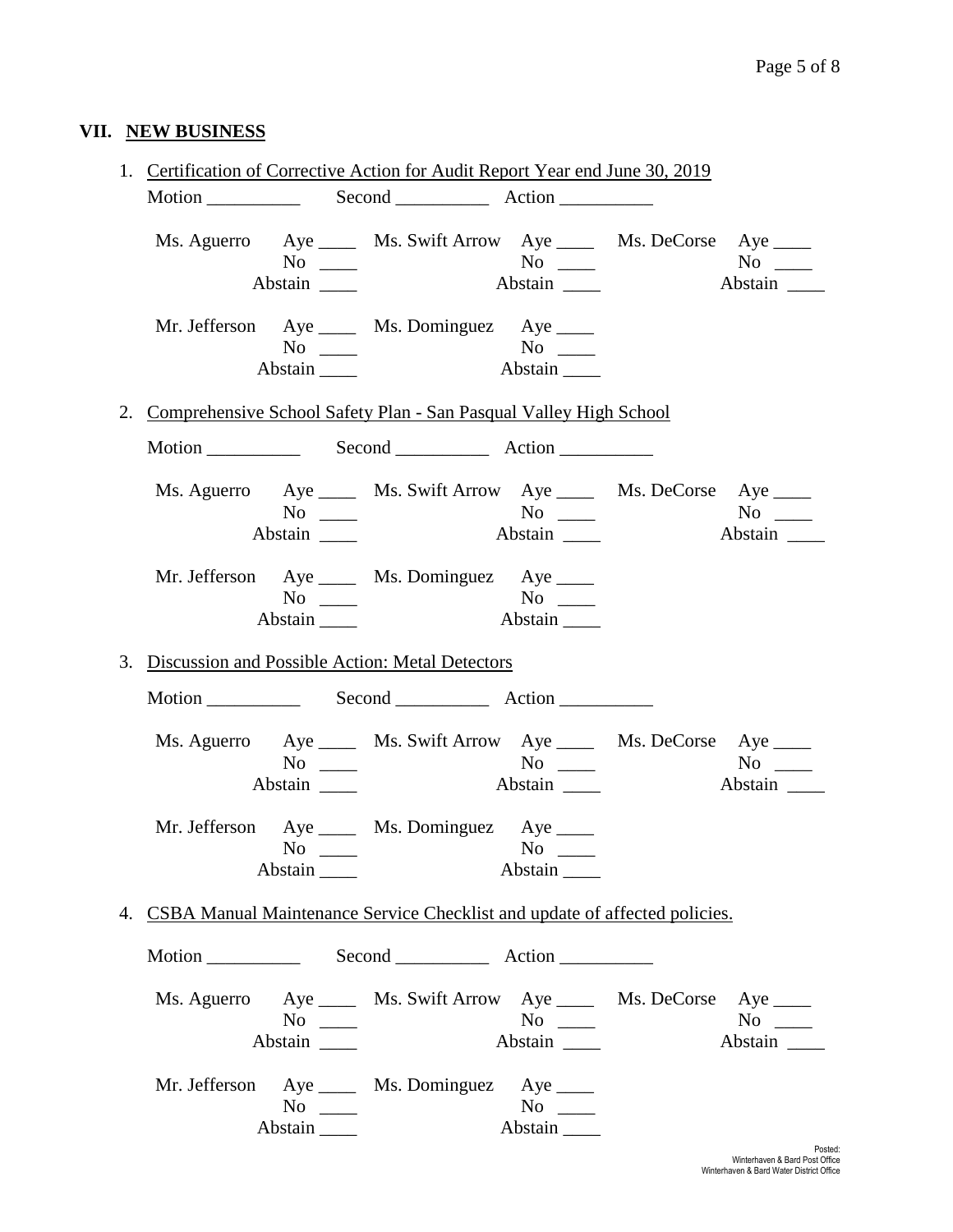## VII. NEW BUSINESS

1. Certification of Corrective Action for Audit Report Year end June 30, 2019

   Motion __________ Second __________ Action __________

   Ms. Aguerro Aye ____ No ____ Abstain ____
   Ms. Swift Arrow Aye ____ No ____ Abstain ____
   Ms. DeCorse Aye ____ No ____ Abstain ____

   Mr. Jefferson Aye ____ No ____ Abstain ____
   Ms. Dominguez Aye ____ No ____ Abstain ____

2. Comprehensive School Safety Plan - San Pasqual Valley High School

   Motion __________ Second __________ Action __________

   Ms. Aguerro Aye ____ No ____ Abstain ____
   Ms. Swift Arrow Aye ____ No ____ Abstain ____
   Ms. DeCorse Aye ____ No ____ Abstain ____

   Mr. Jefferson Aye ____ No ____ Abstain ____
   Ms. Dominguez Aye ____ No ____ Abstain ____

3. Discussion and Possible Action: Metal Detectors

   Motion __________ Second __________ Action __________

   Ms. Aguerro Aye ____ No ____ Abstain ____
   Ms. Swift Arrow Aye ____ No ____ Abstain ____
   Ms. DeCorse Aye ____ No ____ Abstain ____

   Mr. Jefferson Aye ____ No ____ Abstain ____
   Ms. Dominguez Aye ____ No ____ Abstain ____

4. CSBA Manual Maintenance Service Checklist and update of affected policies.

   Motion __________ Second __________ Action __________

   Ms. Aguerro Aye ____ No ____ Abstain ____
   Ms. Swift Arrow Aye ____ No ____ Abstain ____
   Ms. DeCorse Aye ____ No ____ Abstain ____

   Mr. Jefferson Aye ____ No ____ Abstain ____
   Ms. Dominguez Aye ____ No ____ Abstain ____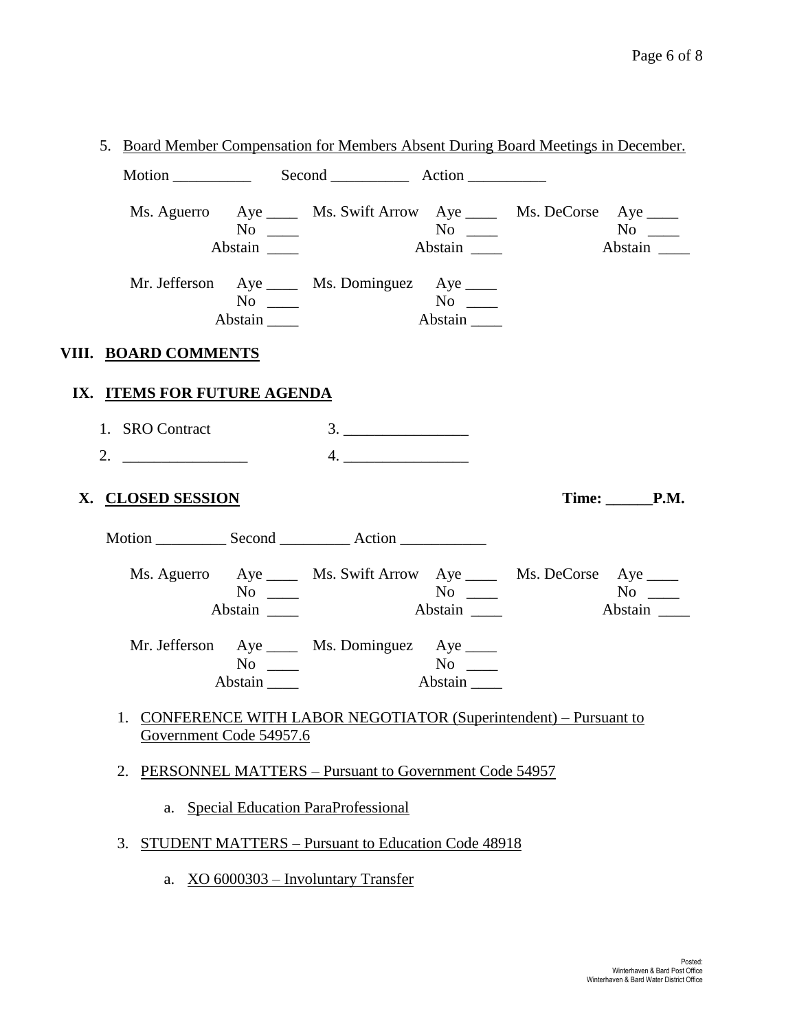5. Board Member Compensation for Members Absent During Board Meetings in December.

Motion __________ Second __________ Action __________

| | | | | | |
|---|---|---|---|---|---|
| Ms. Aguerro | Aye ____ | Ms. Swift Arrow | Aye ____ | Ms. DeCorse | Aye ____ |
| | No ____ | | No ____ | | No ____ |
| | Abstain ____ | | Abstain ____ | | Abstain ____ |
| Mr. Jefferson | Aye ____ | Ms. Dominguez | Aye ____ | | |
| | No ____ | | No ____ | | |
| | Abstain ____ | | Abstain ____ | | |

## VIII. BOARD COMMENTS

## IX. ITEMS FOR FUTURE AGENDA

1. SRO Contract
2. ________________
3. ________________
4. ________________

## X. CLOSED SESSION

**Time: ______P.M.**

Motion _________ Second _________ Action ___________

| | | | | | |
|---|---|---|---|---|---|
| Ms. Aguerro | Aye ____ | Ms. Swift Arrow | Aye ____ | Ms. DeCorse | Aye ____ |
| | No ____ | | No ____ | | No ____ |
| | Abstain ____ | | Abstain ____ | | Abstain ____ |
| Mr. Jefferson | Aye ____ | Ms. Dominguez | Aye ____ | | |
| | No ____ | | No ____ | | |
| | Abstain ____ | | Abstain ____ | | |

1. CONFERENCE WITH LABOR NEGOTIATOR (Superintendent) – Pursuant to Government Code 54957.6

2. PERSONNEL MATTERS – Pursuant to Government Code 54957

   a. Special Education ParaProfessional

3. STUDENT MATTERS – Pursuant to Education Code 48918

   a. XO 6000303 – Involuntary Transfer

Posted:
Winterhaven & Bard Post Office
Winterhaven & Bard Water District Office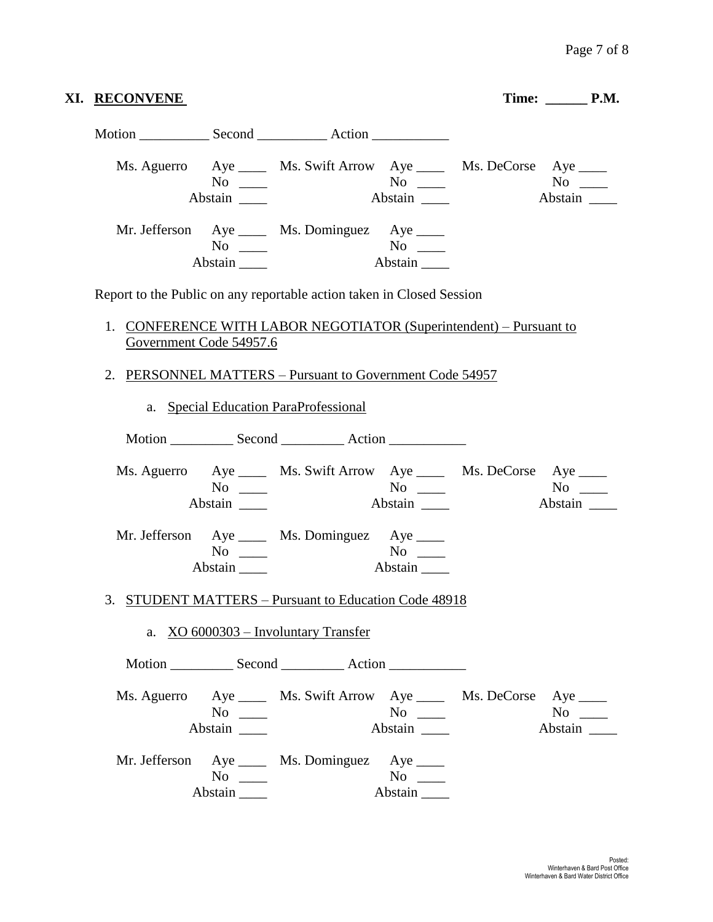## XI. RECONVENE **Time: ______ P.M.**

Motion __________ Second __________ Action ___________

| | | | | | |
|---|---|---|---|---|---|
| Ms. Aguerro | Aye ____ | Ms. Swift Arrow | Aye ____ | Ms. DeCorse | Aye ____ |
| | No ____ | | No ____ | | No ____ |
| | Abstain ____ | | Abstain ____ | | Abstain ____ |
| Mr. Jefferson | Aye ____ | Ms. Dominguez | Aye ____ | | |
| | No ____ | | No ____ | | |
| | Abstain ____ | | Abstain ____ | | |

Report to the Public on any reportable action taken in Closed Session

1. CONFERENCE WITH LABOR NEGOTIATOR (Superintendent) – Pursuant to Government Code 54957.6

2. PERSONNEL MATTERS – Pursuant to Government Code 54957

   a. Special Education ParaProfessional

Motion _________ Second _________ Action ___________

| | | | | | |
|---|---|---|---|---|---|
| Ms. Aguerro | Aye ____ | Ms. Swift Arrow | Aye ____ | Ms. DeCorse | Aye ____ |
| | No ____ | | No ____ | | No ____ |
| | Abstain ____ | | Abstain ____ | | Abstain ____ |
| Mr. Jefferson | Aye ____ | Ms. Dominguez | Aye ____ | | |
| | No ____ | | No ____ | | |
| | Abstain ____ | | Abstain ____ | | |

3. STUDENT MATTERS – Pursuant to Education Code 48918

   a. XO 6000303 – Involuntary Transfer

Motion _________ Second _________ Action ___________

| | | | | | |
|---|---|---|---|---|---|
| Ms. Aguerro | Aye ____ | Ms. Swift Arrow | Aye ____ | Ms. DeCorse | Aye ____ |
| | No ____ | | No ____ | | No ____ |
| | Abstain ____ | | Abstain ____ | | Abstain ____ |
| Mr. Jefferson | Aye ____ | Ms. Dominguez | Aye ____ | | |
| | No ____ | | No ____ | | |
| | Abstain ____ | | Abstain ____ | | |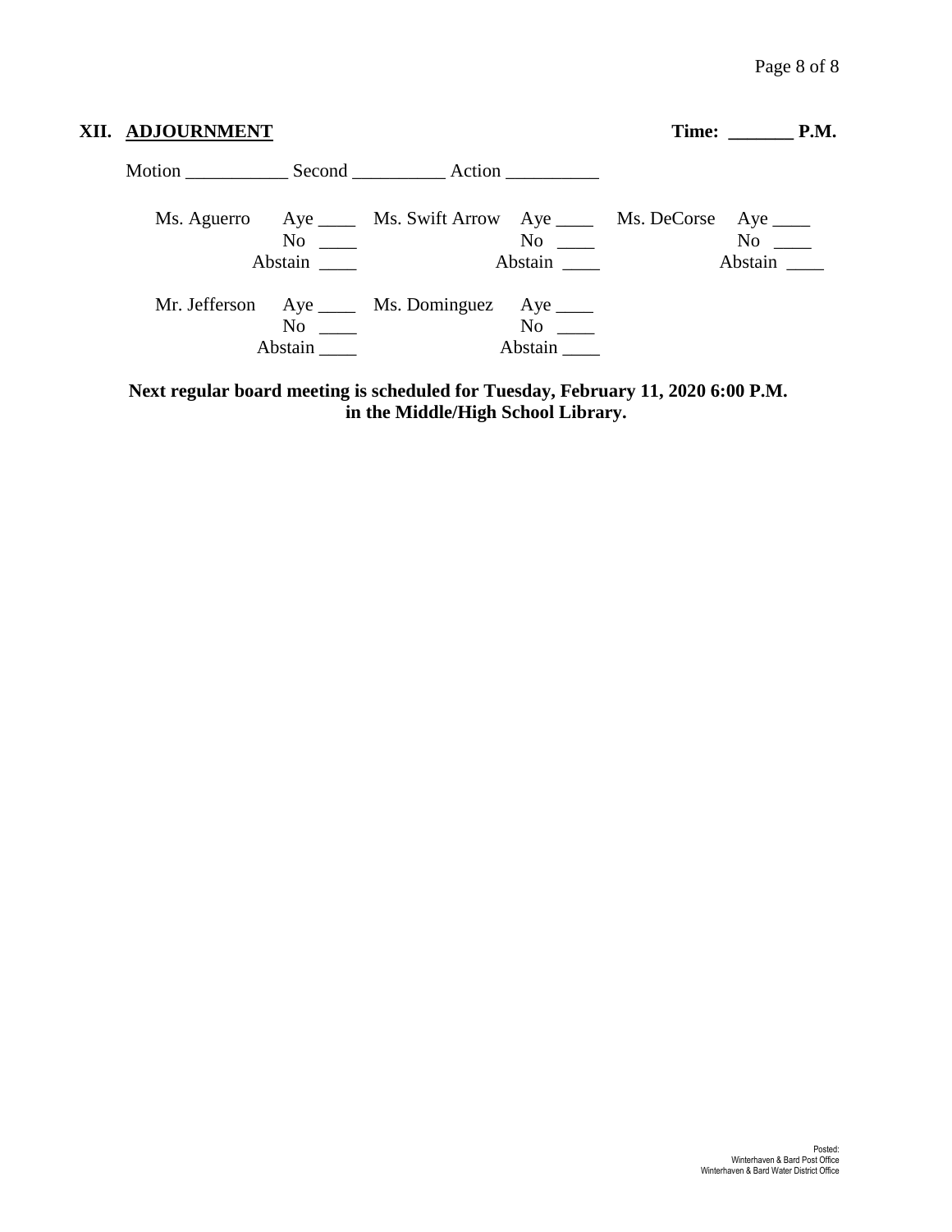## XII. ADJOURNMENT

**Time: _______ P.M.**

Motion ___________ Second __________ Action __________

| | | | | | |
|---|---|---|---|---|---|
| Ms. Aguerro | Aye ____ | Ms. Swift Arrow | Aye ____ | Ms. DeCorse | Aye ____ |
| | No ____ | | No ____ | | No ____ |
| | Abstain ____ | | Abstain ____ | | Abstain ____ |
| Mr. Jefferson | Aye ____ | Ms. Dominguez | Aye ____ | | |
| | No ____ | | No ____ | | |
| | Abstain ____ | | Abstain ____ | | |

**Next regular board meeting is scheduled for Tuesday, February 11, 2020 6:00 P.M. in the Middle/High School Library.**

Posted:
Winterhaven & Bard Post Office
Winterhaven & Bard Water District Office